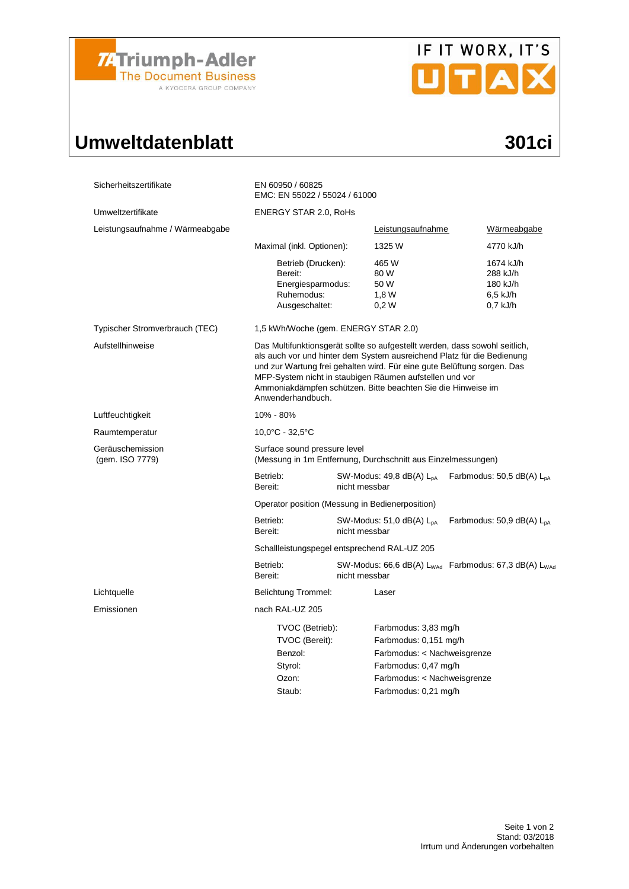Triumph-Adler
The Document Business
A KYOCERA GROUP COMPANY

IF IT WORX, IT'S UTAX

# Umweltdatenblatt 301ci

| | | | |
|---|---|---|---|
| Sicherheitszertifikate | EN 60950 / 60825<br>EMC: EN 55022 / 55024 / 61000 | | |
| Umweltzertifikate | ENERGY STAR 2.0, RoHs | | |
| Leistungsaufnahme / Wärmeabgabe | | Leistungsaufnahme | Wärmeabgabe |
| | Maximal (inkl. Optionen): | 1325 W | 4770 kJ/h |
| | Betrieb (Drucken): | 465 W | 1674 kJ/h |
| | Bereit: | 80 W | 288 kJ/h |
| | Energiesparmodus: | 50 W | 180 kJ/h |
| | Ruhemodus: | 1,8 W | 6,5 kJ/h |
| | Ausgeschaltet: | 0,2 W | 0,7 kJ/h |
| Typischer Stromverbrauch (TEC) | 1,5 kWh/Woche (gem. ENERGY STAR 2.0) | | |
| Aufstellhinweise | Das Multifunktionsgerät sollte so aufgestellt werden, dass sowohl seitlich, als auch vor und hinter dem System ausreichend Platz für die Bedienung und zur Wartung frei gehalten wird. Für eine gute Belüftung sorgen. Das MFP-System nicht in staubigen Räumen aufstellen und vor Ammoniakdämpfen schützen. Bitte beachten Sie die Hinweise im Anwenderhandbuch. | | |
| Luftfeuchtigkeit | 10% - 80% | | |
| Raumtemperatur | 10,0°C - 32,5°C | | |
| Geräuschemission (gem. ISO 7779) | Surface sound pressure level<br>(Messung in 1m Entfernung, Durchschnitt aus Einzelmessungen) | | |
| | Betrieb: | SW-Modus: 49,8 dB(A) $L_{pA}$ | Farbmodus: 50,5 dB(A) $L_{pA}$ |
| | Bereit: | nicht messbar | |
| | Operator position (Messung in Bedienerposition) | | |
| | Betrieb: | SW-Modus: 51,0 dB(A) $L_{pA}$ | Farbmodus: 50,9 dB(A) $L_{pA}$ |
| | Bereit: | nicht messbar | |
| | Schallleistungspegel entsprechend RAL-UZ 205 | | |
| | Betrieb: | SW-Modus: 66,6 dB(A) $L_{WAd}$ | Farbmodus: 67,3 dB(A) $L_{WAd}$ |
| | Bereit: | nicht messbar | |
| Lichtquelle | Belichtung Trommel: | Laser | |
| Emissionen | nach RAL-UZ 205 | | |
| | TVOC (Betrieb): | Farbmodus: 3,83 mg/h | |
| | TVOC (Bereit): | Farbmodus: 0,151 mg/h | |
| | Benzol: | Farbmodus: < Nachweisgrenze | |
| | Styrol: | Farbmodus: 0,47 mg/h | |
| | Ozon: | Farbmodus: < Nachweisgrenze | |
| | Staub: | Farbmodus: 0,21 mg/h | |

Stand: 03/2018
Irrtum und Änderungen vorbehalten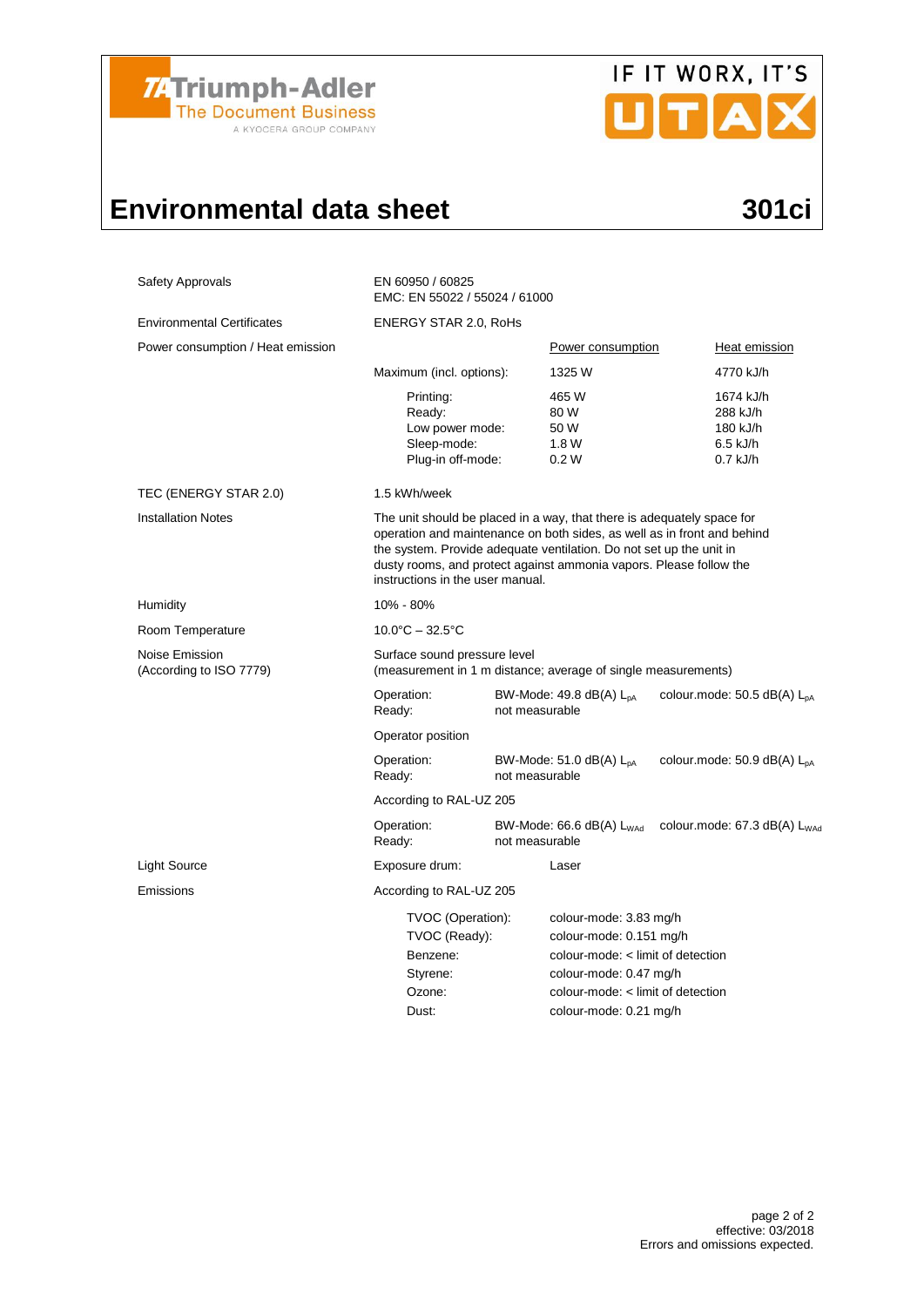Triumph-Adler
The Document Business
A KYOCERA GROUP COMPANY

IF IT WORX, IT'S UTAX

# Environmental data sheet 301ci

| | | | |
|---|---|---|---|
| Safety Approvals | EN 60950 / 60825<br>EMC: EN 55022 / 55024 / 61000 | | |
| Environmental Certificates | ENERGY STAR 2.0, RoHs | | |
| Power consumption / Heat emission | | Power consumption | Heat emission |
| | Maximum (incl. options): | 1325 W | 4770 kJ/h |
| | Printing: | 465 W | 1674 kJ/h |
| | Ready: | 80 W | 288 kJ/h |
| | Low power mode: | 50 W | 180 kJ/h |
| | Sleep-mode: | 1.8 W | 6.5 kJ/h |
| | Plug-in off-mode: | 0.2 W | 0.7 kJ/h |
| TEC (ENERGY STAR 2.0) | 1.5 kWh/week | | |
| Installation Notes | The unit should be placed in a way, that there is adequately space for operation and maintenance on both sides, as well as in front and behind the system. Provide adequate ventilation. Do not set up the unit in dusty rooms, and protect against ammonia vapors. Please follow the instructions in the user manual. | | |
| Humidity | 10% - 80% | | |
| Room Temperature | 10.0°C – 32.5°C | | |
| Noise Emission (According to ISO 7779) | Surface sound pressure level (measurement in 1 m distance; average of single measurements) | | |
| | Operation: | BW-Mode: 49.8 dB(A) $L_{pA}$ | colour.mode: 50.5 dB(A) $L_{pA}$ |
| | Ready: | not measurable | |
| | Operator position | | |
| | Operation: | BW-Mode: 51.0 dB(A) $L_{pA}$ | colour.mode: 50.9 dB(A) $L_{pA}$ |
| | Ready: | not measurable | |
| | According to RAL-UZ 205 | | |
| | Operation: | BW-Mode: 66.6 dB(A) $L_{WAd}$ | colour.mode: 67.3 dB(A) $L_{WAd}$ |
| | Ready: | not measurable | |
| Light Source | Exposure drum: | Laser | |
| Emissions | According to RAL-UZ 205 | | |
| | TVOC (Operation): | colour-mode: 3.83 mg/h | |
| | TVOC (Ready): | colour-mode: 0.151 mg/h | |
| | Benzene: | colour-mode: < limit of detection | |
| | Styrene: | colour-mode: 0.47 mg/h | |
| | Ozone: | colour-mode: < limit of detection | |
| | Dust: | colour-mode: 0.21 mg/h | |

effective: 03/2018
Errors and omissions expected.